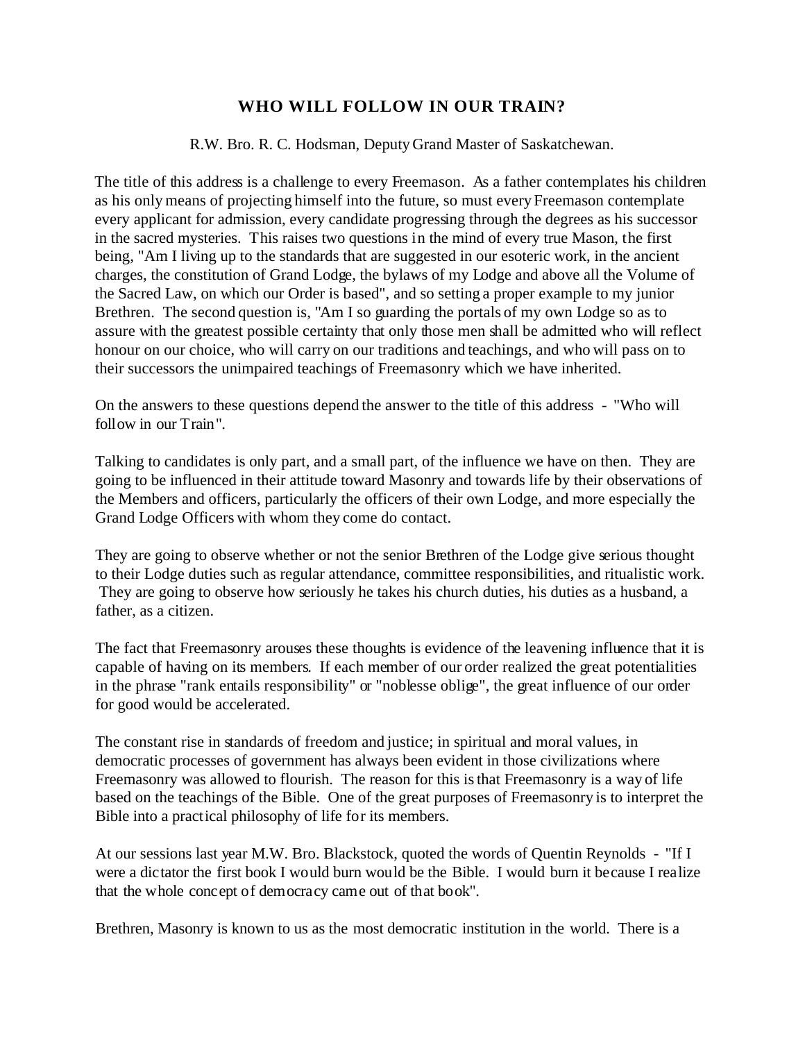# WHO WILL FOLLOW IN OUR TRAIN?

R.W. Bro. R. C. Hodsman, Deputy Grand Master of Saskatchewan.

The title of this address is a challenge to every Freemason. As a father contemplates his children as his only means of projecting himself into the future, so must every Freemason contemplate every applicant for admission, every candidate progressing through the degrees as his successor in the sacred mysteries. This raises two questions in the mind of every true Mason, the first being, "Am I living up to the standards that are suggested in our esoteric work, in the ancient charges, the constitution of Grand Lodge, the bylaws of my Lodge and above all the Volume of the Sacred Law, on which our Order is based", and so setting a proper example to my junior Brethren. The second question is, "Am I so guarding the portals of my own Lodge so as to assure with the greatest possible certainty that only those men shall be admitted who will reflect honour on our choice, who will carry on our traditions and teachings, and who will pass on to their successors the unimpaired teachings of Freemasonry which we have inherited.

On the answers to these questions depend the answer to the title of this address - "Who will follow in our Train".

Talking to candidates is only part, and a small part, of the influence we have on then. They are going to be influenced in their attitude toward Masonry and towards life by their observations of the Members and officers, particularly the officers of their own Lodge, and more especially the Grand Lodge Officers with whom they come do contact.

They are going to observe whether or not the senior Brethren of the Lodge give serious thought to their Lodge duties such as regular attendance, committee responsibilities, and ritualistic work. They are going to observe how seriously he takes his church duties, his duties as a husband, a father, as a citizen.

The fact that Freemasonry arouses these thoughts is evidence of the leavening influence that it is capable of having on its members. If each member of our order realized the great potentialities in the phrase "rank entails responsibility" or "noblesse oblige", the great influence of our order for good would be accelerated.

The constant rise in standards of freedom and justice; in spiritual and moral values, in democratic processes of government has always been evident in those civilizations where Freemasonry was allowed to flourish. The reason for this is that Freemasonry is a way of life based on the teachings of the Bible. One of the great purposes of Freemasonry is to interpret the Bible into a practical philosophy of life for its members.

At our sessions last year M.W. Bro. Blackstock, quoted the words of Quentin Reynolds - "If I were a dictator the first book I would burn would be the Bible. I would burn it because I realize that the whole concept of democracy came out of that book".

Brethren, Masonry is known to us as the most democratic institution in the world. There is a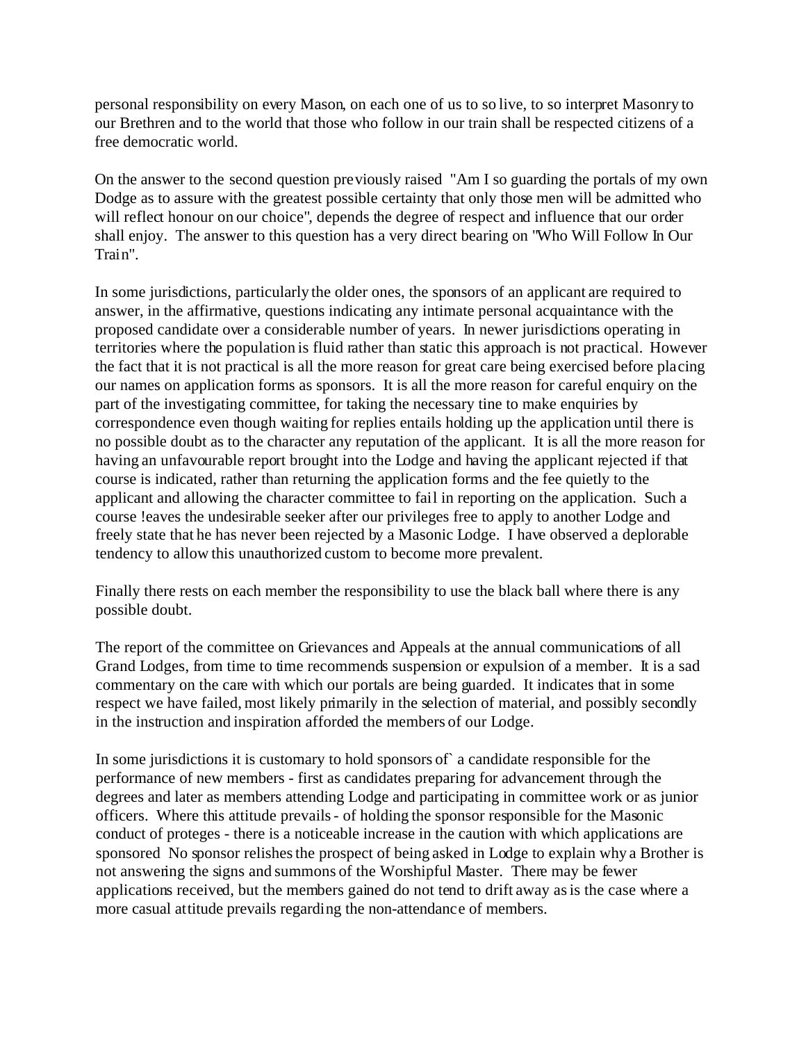personal responsibility on every Mason, on each one of us to so live, to so interpret Masonry to our Brethren and to the world that those who follow in our train shall be respected citizens of a free democratic world.

On the answer to the second question previously raised "Am I so guarding the portals of my own Dodge as to assure with the greatest possible certainty that only those men will be admitted who will reflect honour on our choice", depends the degree of respect and influence that our order shall enjoy. The answer to this question has a very direct bearing on "Who Will Follow In Our Train".

In some jurisdictions, particularly the older ones, the sponsors of an applicant are required to answer, in the affirmative, questions indicating any intimate personal acquaintance with the proposed candidate over a considerable number of years. In newer jurisdictions operating in territories where the population is fluid rather than static this approach is not practical. However the fact that it is not practical is all the more reason for great care being exercised before placing our names on application forms as sponsors. It is all the more reason for careful enquiry on the part of the investigating committee, for taking the necessary tine to make enquiries by correspondence even though waiting for replies entails holding up the application until there is no possible doubt as to the character any reputation of the applicant. It is all the more reason for having an unfavourable report brought into the Lodge and having the applicant rejected if that course is indicated, rather than returning the application forms and the fee quietly to the applicant and allowing the character committee to fail in reporting on the application. Such a course !eaves the undesirable seeker after our privileges free to apply to another Lodge and freely state that he has never been rejected by a Masonic Lodge. I have observed a deplorable tendency to allow this unauthorized custom to become more prevalent.

Finally there rests on each member the responsibility to use the black ball where there is any possible doubt.

The report of the committee on Grievances and Appeals at the annual communications of all Grand Lodges, from time to time recommends suspension or expulsion of a member. It is a sad commentary on the care with which our portals are being guarded. It indicates that in some respect we have failed, most likely primarily in the selection of material, and possibly secondly in the instruction and inspiration afforded the members of our Lodge.

In some jurisdictions it is customary to hold sponsors of` a candidate responsible for the performance of new members - first as candidates preparing for advancement through the degrees and later as members attending Lodge and participating in committee work or as junior officers. Where this attitude prevails - of holding the sponsor responsible for the Masonic conduct of proteges - there is a noticeable increase in the caution with which applications are sponsored No sponsor relishes the prospect of being asked in Lodge to explain why a Brother is not answering the signs and summons of the Worshipful Master. There may be fewer applications received, but the members gained do not tend to drift away as is the case where a more casual attitude prevails regarding the non-attendance of members.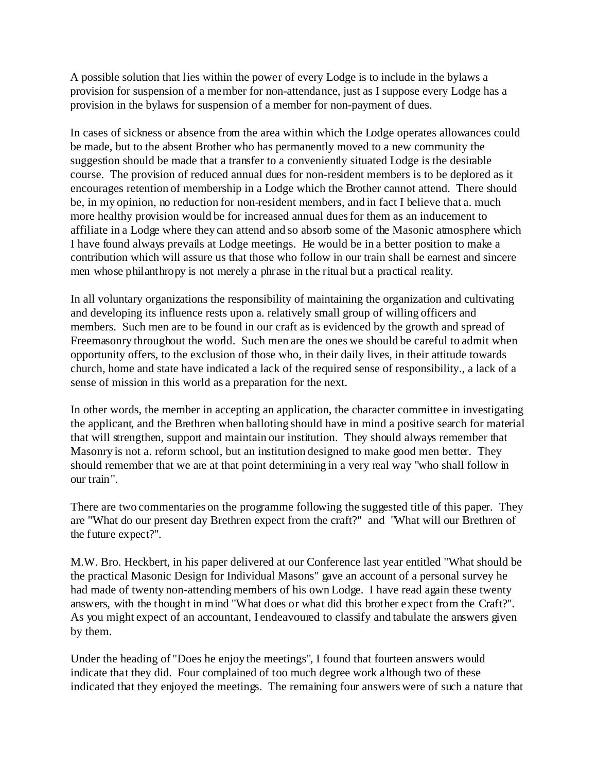A possible solution that lies within the power of every Lodge is to include in the bylaws a provision for suspension of a member for non-attendance, just as I suppose every Lodge has a provision in the bylaws for suspension of a member for non-payment of dues.

In cases of sickness or absence from the area within which the Lodge operates allowances could be made, but to the absent Brother who has permanently moved to a new community the suggestion should be made that a transfer to a conveniently situated Lodge is the desirable course. The provision of reduced annual dues for non-resident members is to be deplored as it encourages retention of membership in a Lodge which the Brother cannot attend. There should be, in my opinion, no reduction for non-resident members, and in fact I believe that a. much more healthy provision would be for increased annual dues for them as an inducement to affiliate in a Lodge where they can attend and so absorb some of the Masonic atmosphere which I have found always prevails at Lodge meetings. He would be in a better position to make a contribution which will assure us that those who follow in our train shall be earnest and sincere men whose philanthropy is not merely a phrase in the ritual but a practical reality.

In all voluntary organizations the responsibility of maintaining the organization and cultivating and developing its influence rests upon a. relatively small group of willing officers and members. Such men are to be found in our craft as is evidenced by the growth and spread of Freemasonry throughout the world. Such men are the ones we should be careful to admit when opportunity offers, to the exclusion of those who, in their daily lives, in their attitude towards church, home and state have indicated a lack of the required sense of responsibility., a lack of a sense of mission in this world as a preparation for the next.

In other words, the member in accepting an application, the character committee in investigating the applicant, and the Brethren when balloting should have in mind a positive search for material that will strengthen, support and maintain our institution. They should always remember that Masonry is not a. reform school, but an institution designed to make good men better. They should remember that we are at that point determining in a very real way "who shall follow in our train".

There are two commentaries on the programme following the suggested title of this paper. They are "What do our present day Brethren expect from the craft?" and "What will our Brethren of the future expect?".

M.W. Bro. Heckbert, in his paper delivered at our Conference last year entitled "What should be the practical Masonic Design for Individual Masons" gave an account of a personal survey he had made of twenty non-attending members of his own Lodge. I have read again these twenty answers, with the thought in mind "What does or what did this brother expect from the Craft?". As you might expect of an accountant, I endeavoured to classify and tabulate the answers given by them.

Under the heading of "Does he enjoy the meetings", I found that fourteen answers would indicate that they did. Four complained of too much degree work although two of these indicated that they enjoyed the meetings. The remaining four answers were of such a nature that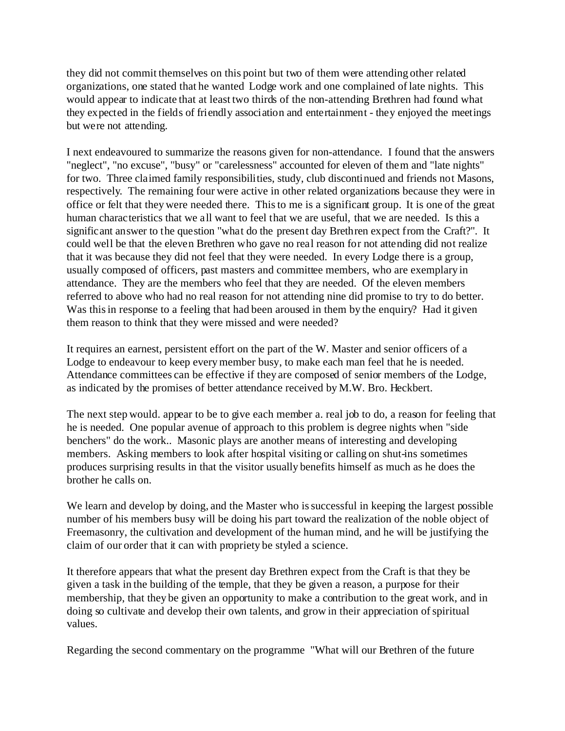they did not commit themselves on this point but two of them were attending other related organizations, one stated that he wanted Lodge work and one complained of late nights. This would appear to indicate that at least two thirds of the non-attending Brethren had found what they expected in the fields of friendly association and entertainment - they enjoyed the meetings but were not attending.

I next endeavoured to summarize the reasons given for non-attendance. I found that the answers "neglect", "no excuse", "busy" or "carelessness" accounted for eleven of them and "late nights" for two. Three claimed family responsibilities, study, club discontinued and friends not Masons, respectively. The remaining four were active in other related organizations because they were in office or felt that they were needed there. This to me is a significant group. It is one of the great human characteristics that we all want to feel that we are useful, that we are needed. Is this a significant answer to the question "what do the present day Brethren expect from the Craft?". It could well be that the eleven Brethren who gave no real reason for not attending did not realize that it was because they did not feel that they were needed. In every Lodge there is a group, usually composed of officers, past masters and committee members, who are exemplary in attendance. They are the members who feel that they are needed. Of the eleven members referred to above who had no real reason for not attending nine did promise to try to do better. Was this in response to a feeling that had been aroused in them by the enquiry? Had it given them reason to think that they were missed and were needed?

It requires an earnest, persistent effort on the part of the W. Master and senior officers of a Lodge to endeavour to keep every member busy, to make each man feel that he is needed. Attendance committees can be effective if they are composed of senior members of the Lodge, as indicated by the promises of better attendance received by M.W. Bro. Heckbert.

The next step would. appear to be to give each member a. real job to do, a reason for feeling that he is needed. One popular avenue of approach to this problem is degree nights when "side benchers" do the work.. Masonic plays are another means of interesting and developing members. Asking members to look after hospital visiting or calling on shut-ins sometimes produces surprising results in that the visitor usually benefits himself as much as he does the brother he calls on.

We learn and develop by doing, and the Master who is successful in keeping the largest possible number of his members busy will be doing his part toward the realization of the noble object of Freemasonry, the cultivation and development of the human mind, and he will be justifying the claim of our order that it can with propriety be styled a science.

It therefore appears that what the present day Brethren expect from the Craft is that they be given a task in the building of the temple, that they be given a reason, a purpose for their membership, that they be given an opportunity to make a contribution to the great work, and in doing so cultivate and develop their own talents, and grow in their appreciation of spiritual values.

Regarding the second commentary on the programme "What will our Brethren of the future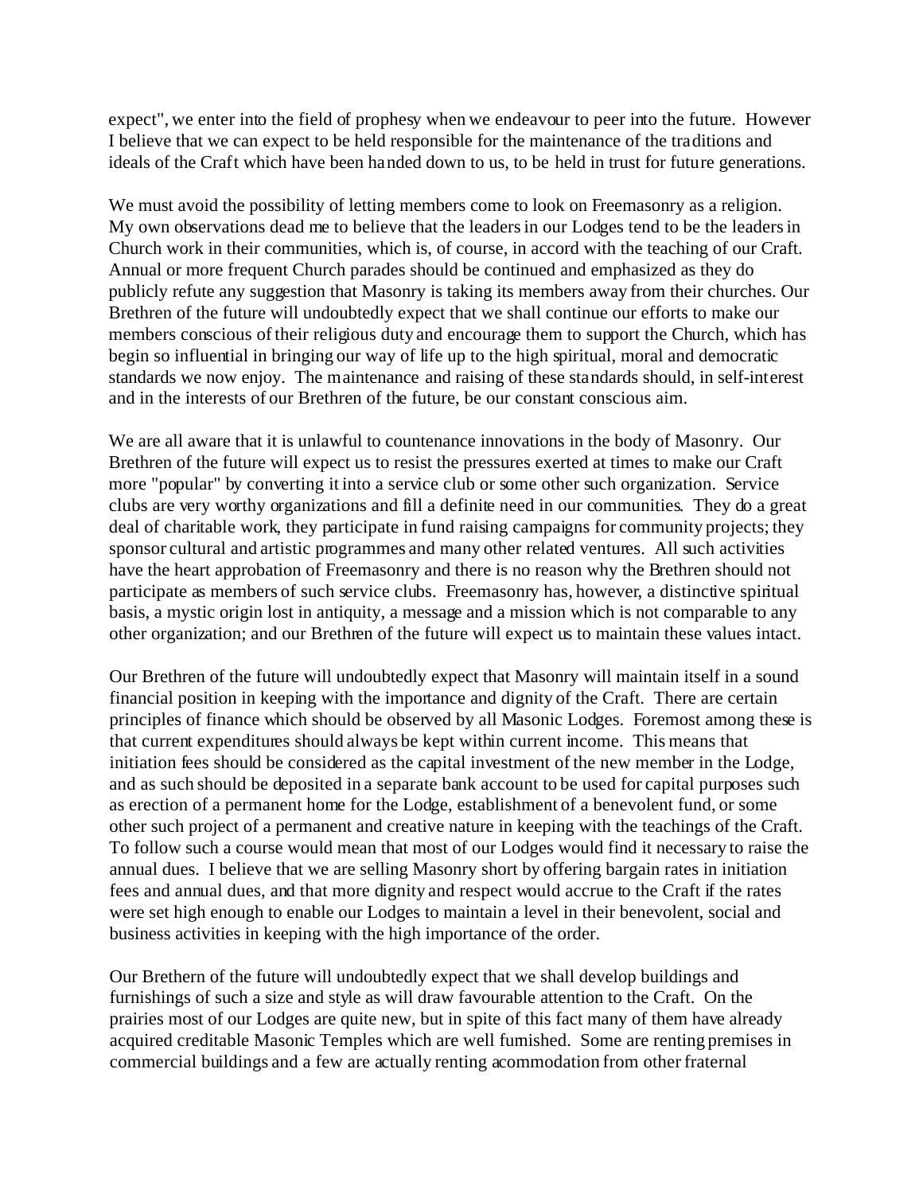expect", we enter into the field of prophesy when we endeavour to peer into the future. However I believe that we can expect to be held responsible for the maintenance of the traditions and ideals of the Craft which have been handed down to us, to be held in trust for future generations.

We must avoid the possibility of letting members come to look on Freemasonry as a religion. My own observations dead me to believe that the leaders in our Lodges tend to be the leaders in Church work in their communities, which is, of course, in accord with the teaching of our Craft. Annual or more frequent Church parades should be continued and emphasized as they do publicly refute any suggestion that Masonry is taking its members away from their churches. Our Brethren of the future will undoubtedly expect that we shall continue our efforts to make our members conscious of their religious duty and encourage them to support the Church, which has begin so influential in bringing our way of life up to the high spiritual, moral and democratic standards we now enjoy. The maintenance and raising of these standards should, in self-interest and in the interests of our Brethren of the future, be our constant conscious aim.

We are all aware that it is unlawful to countenance innovations in the body of Masonry. Our Brethren of the future will expect us to resist the pressures exerted at times to make our Craft more "popular" by converting it into a service club or some other such organization. Service clubs are very worthy organizations and fill a definite need in our communities. They do a great deal of charitable work, they participate in fund raising campaigns for community projects; they sponsor cultural and artistic programmes and many other related ventures. All such activities have the heart approbation of Freemasonry and there is no reason why the Brethren should not participate as members of such service clubs. Freemasonry has, however, a distinctive spiritual basis, a mystic origin lost in antiquity, a message and a mission which is not comparable to any other organization; and our Brethren of the future will expect us to maintain these values intact.

Our Brethren of the future will undoubtedly expect that Masonry will maintain itself in a sound financial position in keeping with the importance and dignity of the Craft. There are certain principles of finance which should be observed by all Masonic Lodges. Foremost among these is that current expenditures should always be kept within current income. This means that initiation fees should be considered as the capital investment of the new member in the Lodge, and as such should be deposited in a separate bank account to be used for capital purposes such as erection of a permanent home for the Lodge, establishment of a benevolent fund, or some other such project of a permanent and creative nature in keeping with the teachings of the Craft. To follow such a course would mean that most of our Lodges would find it necessary to raise the annual dues. I believe that we are selling Masonry short by offering bargain rates in initiation fees and annual dues, and that more dignity and respect would accrue to the Craft if the rates were set high enough to enable our Lodges to maintain a level in their benevolent, social and business activities in keeping with the high importance of the order.

Our Brethern of the future will undoubtedly expect that we shall develop buildings and furnishings of such a size and style as will draw favourable attention to the Craft. On the prairies most of our Lodges are quite new, but in spite of this fact many of them have already acquired creditable Masonic Temples which are well furnished. Some are renting premises in commercial buildings and a few are actually renting acommodation from other fraternal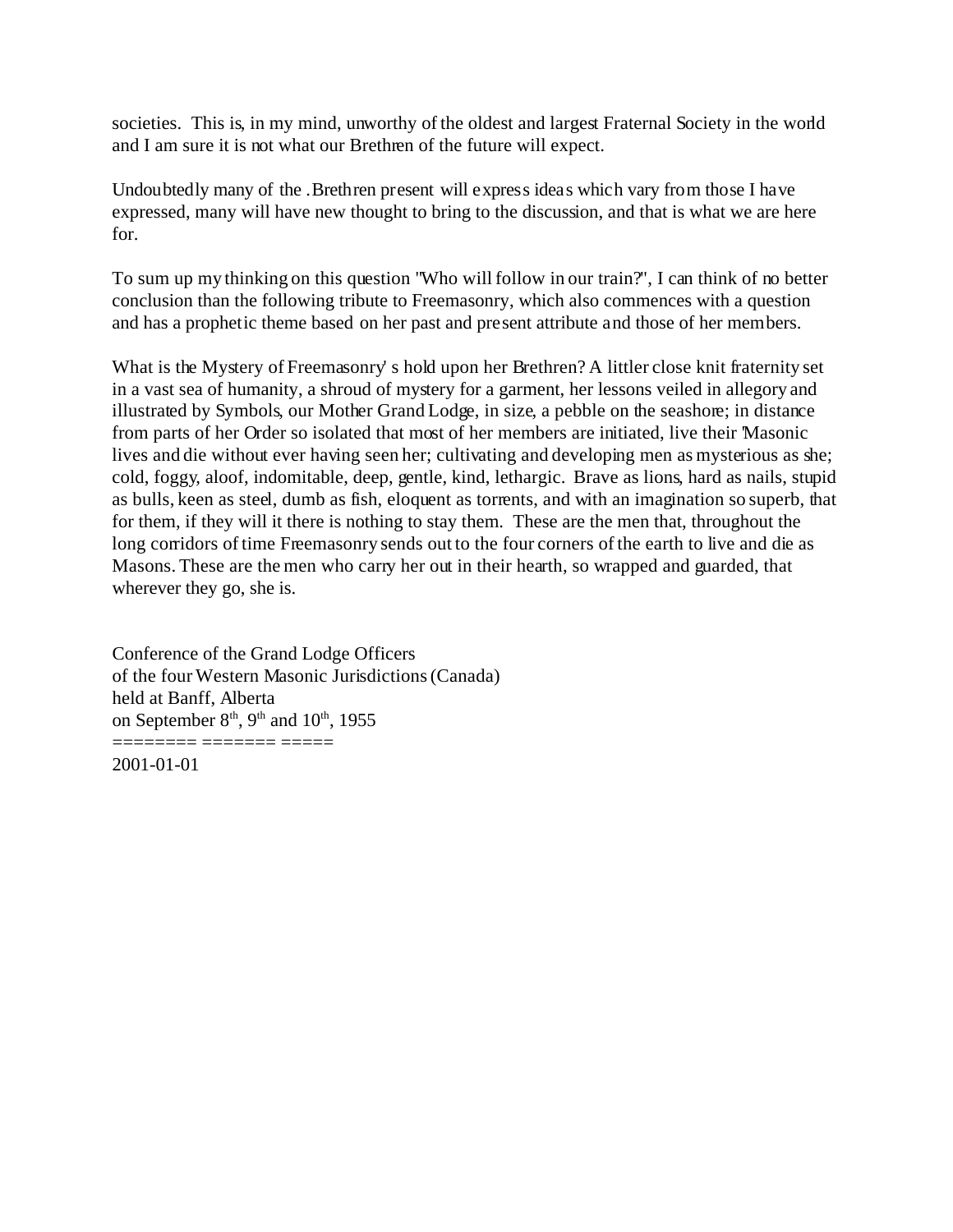societies. This is, in my mind, unworthy of the oldest and largest Fraternal Society in the world and I am sure it is not what our Brethren of the future will expect.

Undoubtedly many of the .Brethren present will express ideas which vary from those I have expressed, many will have new thought to bring to the discussion, and that is what we are here for.

To sum up my thinking on this question "Who will follow in our train?", I can think of no better conclusion than the following tribute to Freemasonry, which also commences with a question and has a prophetic theme based on her past and present attribute and those of her members.

What is the Mystery of Freemasonry' s hold upon her Brethren? A littler close knit fraternity set in a vast sea of humanity, a shroud of mystery for a garment, her lessons veiled in allegory and illustrated by Symbols, our Mother Grand Lodge, in size, a pebble on the seashore; in distance from parts of her Order so isolated that most of her members are initiated, live their 'Masonic lives and die without ever having seen her; cultivating and developing men as mysterious as she; cold, foggy, aloof, indomitable, deep, gentle, kind, lethargic. Brave as lions, hard as nails, stupid as bulls, keen as steel, dumb as fish, eloquent as torrents, and with an imagination so superb, that for them, if they will it there is nothing to stay them. These are the men that, throughout the long corridors of time Freemasonry sends out to the four corners of the earth to live and die as Masons. These are the men who carry her out in their hearth, so wrapped and guarded, that wherever they go, she is.

Conference of the Grand Lodge Officers
of the four Western Masonic Jurisdictions (Canada)
held at Banff, Alberta
on September 8th, 9th and 10th, 1955

======= ======= =====

2001-01-01